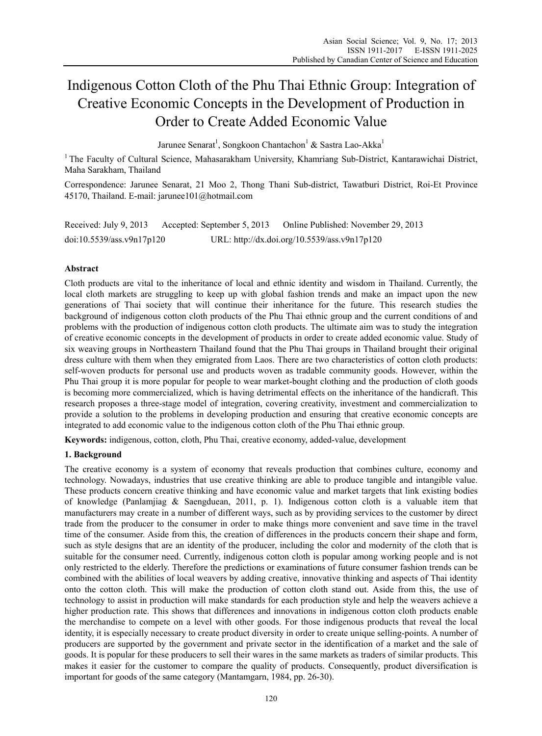# Indigenous Cotton Cloth of the Phu Thai Ethnic Group: Integration of Creative Economic Concepts in the Development of Production in Order to Create Added Economic Value

Jarunee Senarat[1], Songkoon Chantachon[1] & Sastra Lao-Akka[1]

[1] The Faculty of Cultural Science, Mahasarakham University, Khamriang Sub-District, Kantarawichai District, Maha Sarakham, Thailand

Correspondence: Jarunee Senarat, 21 Moo 2, Thong Thani Sub-district, Tawatburi District, Roi-Et Province 45170, Thailand. E-mail: jarunee101@hotmail.com

Received: July 9, 2013 Accepted: September 5, 2013 Online Published: November 29, 2013

doi:10.5539/ass.v9n17p120 URL: http://dx.doi.org/10.5539/ass.v9n17p120

## Abstract

Cloth products are vital to the inheritance of local and ethnic identity and wisdom in Thailand. Currently, the local cloth markets are struggling to keep up with global fashion trends and make an impact upon the new generations of Thai society that will continue their inheritance for the future. This research studies the background of indigenous cotton cloth products of the Phu Thai ethnic group and the current conditions of and problems with the production of indigenous cotton cloth products. The ultimate aim was to study the integration of creative economic concepts in the development of products in order to create added economic value. Study of six weaving groups in Northeastern Thailand found that the Phu Thai groups in Thailand brought their original dress culture with them when they emigrated from Laos. There are two characteristics of cotton cloth products: self-woven products for personal use and products woven as tradable community goods. However, within the Phu Thai group it is more popular for people to wear market-bought clothing and the production of cloth goods is becoming more commercialized, which is having detrimental effects on the inheritance of the handicraft. This research proposes a three-stage model of integration, covering creativity, investment and commercialization to provide a solution to the problems in developing production and ensuring that creative economic concepts are integrated to add economic value to the indigenous cotton cloth of the Phu Thai ethnic group.

**Keywords:** indigenous, cotton, cloth, Phu Thai, creative economy, added-value, development

## 1. Background

The creative economy is a system of economy that reveals production that combines culture, economy and technology. Nowadays, industries that use creative thinking are able to produce tangible and intangible value. These products concern creative thinking and have economic value and market targets that link existing bodies of knowledge (Panlamjiag & Saengduean, 2011, p. 1). Indigenous cotton cloth is a valuable item that manufacturers may create in a number of different ways, such as by providing services to the customer by direct trade from the producer to the consumer in order to make things more convenient and save time in the travel time of the consumer. Aside from this, the creation of differences in the products concern their shape and form, such as style designs that are an identity of the producer, including the color and modernity of the cloth that is suitable for the consumer need. Currently, indigenous cotton cloth is popular among working people and is not only restricted to the elderly. Therefore the predictions or examinations of future consumer fashion trends can be combined with the abilities of local weavers by adding creative, innovative thinking and aspects of Thai identity onto the cotton cloth. This will make the production of cotton cloth stand out. Aside from this, the use of technology to assist in production will make standards for each production style and help the weavers achieve a higher production rate. This shows that differences and innovations in indigenous cotton cloth products enable the merchandise to compete on a level with other goods. For those indigenous products that reveal the local identity, it is especially necessary to create product diversity in order to create unique selling-points. A number of producers are supported by the government and private sector in the identification of a market and the sale of goods. It is popular for these producers to sell their wares in the same markets as traders of similar products. This makes it easier for the customer to compare the quality of products. Consequently, product diversification is important for goods of the same category (Mantamgarn, 1984, pp. 26-30).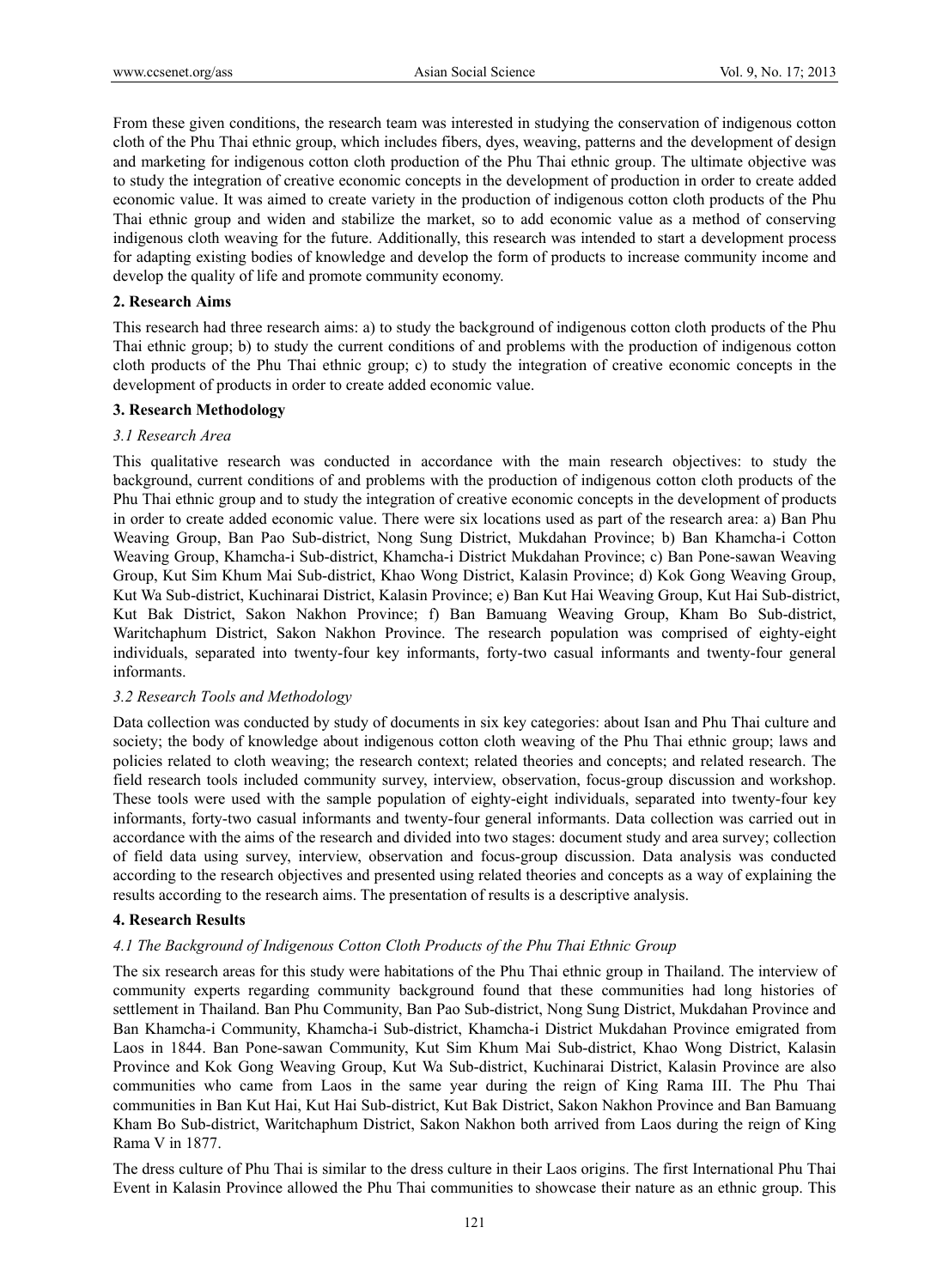From these given conditions, the research team was interested in studying the conservation of indigenous cotton cloth of the Phu Thai ethnic group, which includes fibers, dyes, weaving, patterns and the development of design and marketing for indigenous cotton cloth production of the Phu Thai ethnic group. The ultimate objective was to study the integration of creative economic concepts in the development of production in order to create added economic value. It was aimed to create variety in the production of indigenous cotton cloth products of the Phu Thai ethnic group and widen and stabilize the market, so to add economic value as a method of conserving indigenous cloth weaving for the future. Additionally, this research was intended to start a development process for adapting existing bodies of knowledge and develop the form of products to increase community income and develop the quality of life and promote community economy.

## 2. Research Aims

This research had three research aims: a) to study the background of indigenous cotton cloth products of the Phu Thai ethnic group; b) to study the current conditions of and problems with the production of indigenous cotton cloth products of the Phu Thai ethnic group; c) to study the integration of creative economic concepts in the development of products in order to create added economic value.

## 3. Research Methodology

### 3.1 Research Area

This qualitative research was conducted in accordance with the main research objectives: to study the background, current conditions of and problems with the production of indigenous cotton cloth products of the Phu Thai ethnic group and to study the integration of creative economic concepts in the development of products in order to create added economic value. There were six locations used as part of the research area: a) Ban Phu Weaving Group, Ban Pao Sub-district, Nong Sung District, Mukdahan Province; b) Ban Khamcha-i Cotton Weaving Group, Khamcha-i Sub-district, Khamcha-i District Mukdahan Province; c) Ban Pone-sawan Weaving Group, Kut Sim Khum Mai Sub-district, Khao Wong District, Kalasin Province; d) Kok Gong Weaving Group, Kut Wa Sub-district, Kuchinarai District, Kalasin Province; e) Ban Kut Hai Weaving Group, Kut Hai Sub-district, Kut Bak District, Sakon Nakhon Province; f) Ban Bamuang Weaving Group, Kham Bo Sub-district, Waritchaphum District, Sakon Nakhon Province. The research population was comprised of eighty-eight individuals, separated into twenty-four key informants, forty-two casual informants and twenty-four general informants.

### 3.2 Research Tools and Methodology

Data collection was conducted by study of documents in six key categories: about Isan and Phu Thai culture and society; the body of knowledge about indigenous cotton cloth weaving of the Phu Thai ethnic group; laws and policies related to cloth weaving; the research context; related theories and concepts; and related research. The field research tools included community survey, interview, observation, focus-group discussion and workshop. These tools were used with the sample population of eighty-eight individuals, separated into twenty-four key informants, forty-two casual informants and twenty-four general informants. Data collection was carried out in accordance with the aims of the research and divided into two stages: document study and area survey; collection of field data using survey, interview, observation and focus-group discussion. Data analysis was conducted according to the research objectives and presented using related theories and concepts as a way of explaining the results according to the research aims. The presentation of results is a descriptive analysis.

## 4. Research Results

### 4.1 The Background of Indigenous Cotton Cloth Products of the Phu Thai Ethnic Group

The six research areas for this study were habitations of the Phu Thai ethnic group in Thailand. The interview of community experts regarding community background found that these communities had long histories of settlement in Thailand. Ban Phu Community, Ban Pao Sub-district, Nong Sung District, Mukdahan Province and Ban Khamcha-i Community, Khamcha-i Sub-district, Khamcha-i District Mukdahan Province emigrated from Laos in 1844. Ban Pone-sawan Community, Kut Sim Khum Mai Sub-district, Khao Wong District, Kalasin Province and Kok Gong Weaving Group, Kut Wa Sub-district, Kuchinarai District, Kalasin Province are also communities who came from Laos in the same year during the reign of King Rama III. The Phu Thai communities in Ban Kut Hai, Kut Hai Sub-district, Kut Bak District, Sakon Nakhon Province and Ban Bamuang Kham Bo Sub-district, Waritchaphum District, Sakon Nakhon both arrived from Laos during the reign of King Rama V in 1877.

The dress culture of Phu Thai is similar to the dress culture in their Laos origins. The first International Phu Thai Event in Kalasin Province allowed the Phu Thai communities to showcase their nature as an ethnic group. This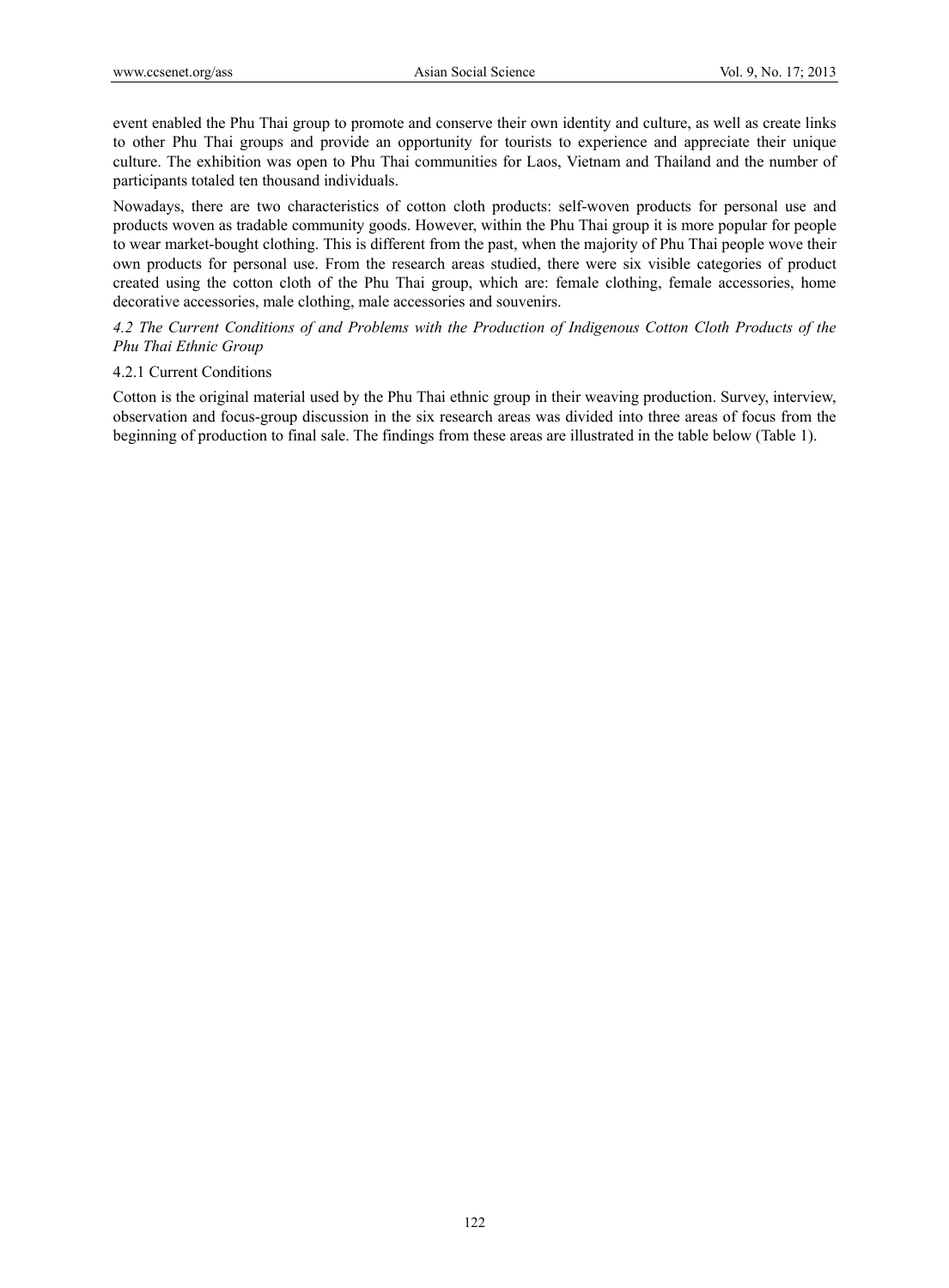event enabled the Phu Thai group to promote and conserve their own identity and culture, as well as create links to other Phu Thai groups and provide an opportunity for tourists to experience and appreciate their unique culture. The exhibition was open to Phu Thai communities for Laos, Vietnam and Thailand and the number of participants totaled ten thousand individuals.

Nowadays, there are two characteristics of cotton cloth products: self-woven products for personal use and products woven as tradable community goods. However, within the Phu Thai group it is more popular for people to wear market-bought clothing. This is different from the past, when the majority of Phu Thai people wove their own products for personal use. From the research areas studied, there were six visible categories of product created using the cotton cloth of the Phu Thai group, which are: female clothing, female accessories, home decorative accessories, male clothing, male accessories and souvenirs.

### *4.2 The Current Conditions of and Problems with the Production of Indigenous Cotton Cloth Products of the Phu Thai Ethnic Group*

#### 4.2.1 Current Conditions

Cotton is the original material used by the Phu Thai ethnic group in their weaving production. Survey, interview, observation and focus-group discussion in the six research areas was divided into three areas of focus from the beginning of production to final sale. The findings from these areas are illustrated in the table below (Table 1).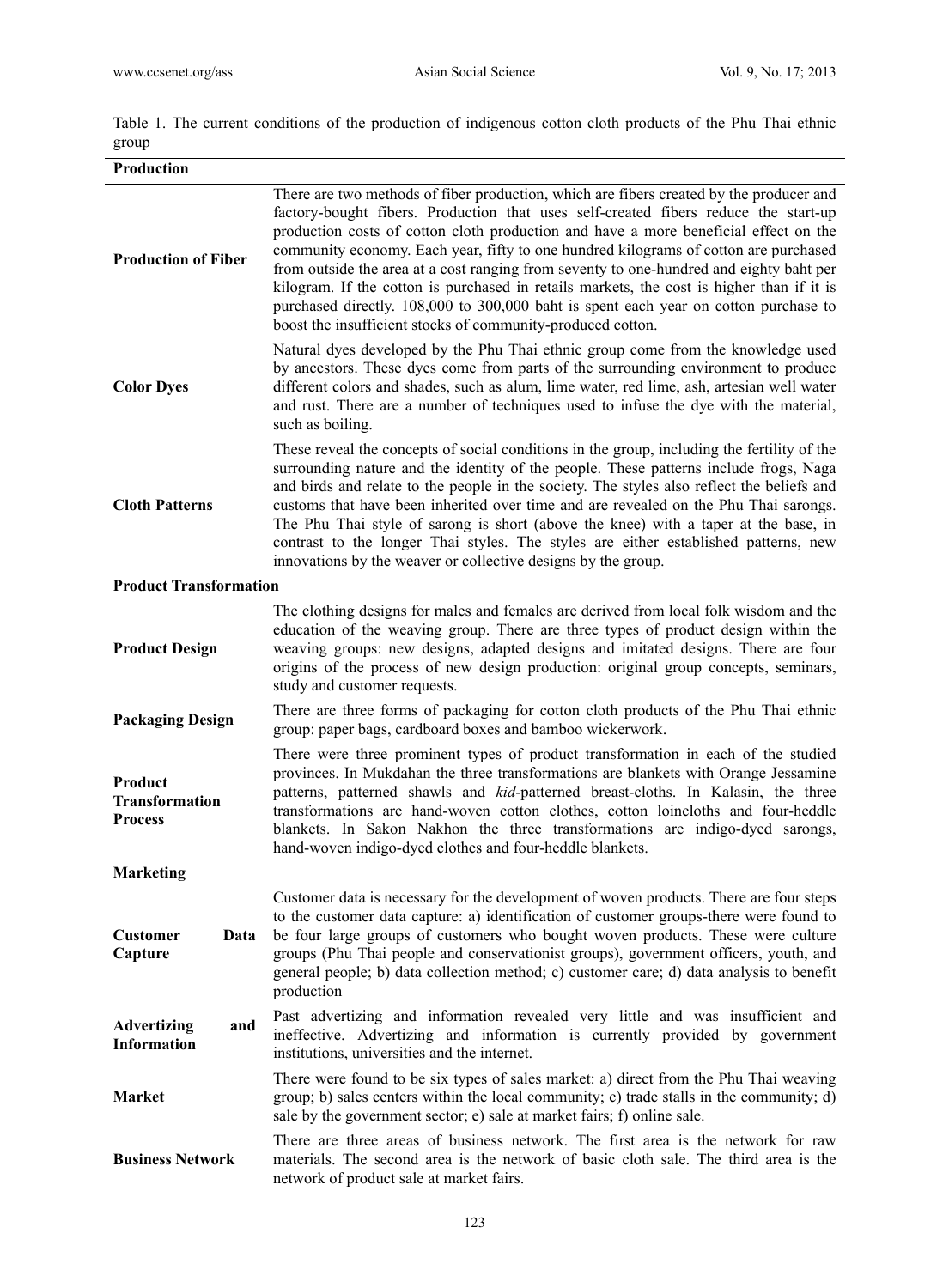Table 1. The current conditions of the production of indigenous cotton cloth products of the Phu Thai ethnic group

| | |
|---|---|
| **Production** | |
| **Production of Fiber** | There are two methods of fiber production, which are fibers created by the producer and factory-bought fibers. Production that uses self-created fibers reduce the start-up production costs of cotton cloth production and have a more beneficial effect on the community economy. Each year, fifty to one hundred kilograms of cotton are purchased from outside the area at a cost ranging from seventy to one-hundred and eighty baht per kilogram. If the cotton is purchased in retails markets, the cost is higher than if it is purchased directly. 108,000 to 300,000 baht is spent each year on cotton purchase to boost the insufficient stocks of community-produced cotton. |
| **Color Dyes** | Natural dyes developed by the Phu Thai ethnic group come from the knowledge used by ancestors. These dyes come from parts of the surrounding environment to produce different colors and shades, such as alum, lime water, red lime, ash, artesian well water and rust. There are a number of techniques used to infuse the dye with the material, such as boiling. |
| **Cloth Patterns** | These reveal the concepts of social conditions in the group, including the fertility of the surrounding nature and the identity of the people. These patterns include frogs, Naga and birds and relate to the people in the society. The styles also reflect the beliefs and customs that have been inherited over time and are revealed on the Phu Thai sarongs. The Phu Thai style of sarong is short (above the knee) with a taper at the base, in contrast to the longer Thai styles. The styles are either established patterns, new innovations by the weaver or collective designs by the group. |
| **Product Transformation** | |
| **Product Design** | The clothing designs for males and females are derived from local folk wisdom and the education of the weaving group. There are three types of product design within the weaving groups: new designs, adapted designs and imitated designs. There are four origins of the process of new design production: original group concepts, seminars, study and customer requests. |
| **Packaging Design** | There are three forms of packaging for cotton cloth products of the Phu Thai ethnic group: paper bags, cardboard boxes and bamboo wickerwork. |
| **Product Transformation Process** | There were three prominent types of product transformation in each of the studied provinces. In Mukdahan the three transformations are blankets with Orange Jessamine patterns, patterned shawls and *kid*-patterned breast-cloths. In Kalasin, the three transformations are hand-woven cotton clothes, cotton loincloths and four-heddle blankets. In Sakon Nakhon the three transformations are indigo-dyed sarongs, hand-woven indigo-dyed clothes and four-heddle blankets. |
| **Marketing** | |
| **Customer Data Capture** | Customer data is necessary for the development of woven products. There are four steps to the customer data capture: a) identification of customer groups-there were found to be four large groups of customers who bought woven products. These were culture groups (Phu Thai people and conservationist groups), government officers, youth, and general people; b) data collection method; c) customer care; d) data analysis to benefit production |
| **Advertizing and Information** | Past advertizing and information revealed very little and was insufficient and ineffective. Advertizing and information is currently provided by government institutions, universities and the internet. |
| **Market** | There were found to be six types of sales market: a) direct from the Phu Thai weaving group; b) sales centers within the local community; c) trade stalls in the community; d) sale by the government sector; e) sale at market fairs; f) online sale. |
| **Business Network** | There are three areas of business network. The first area is the network for raw materials. The second area is the network of basic cloth sale. The third area is the network of product sale at market fairs. |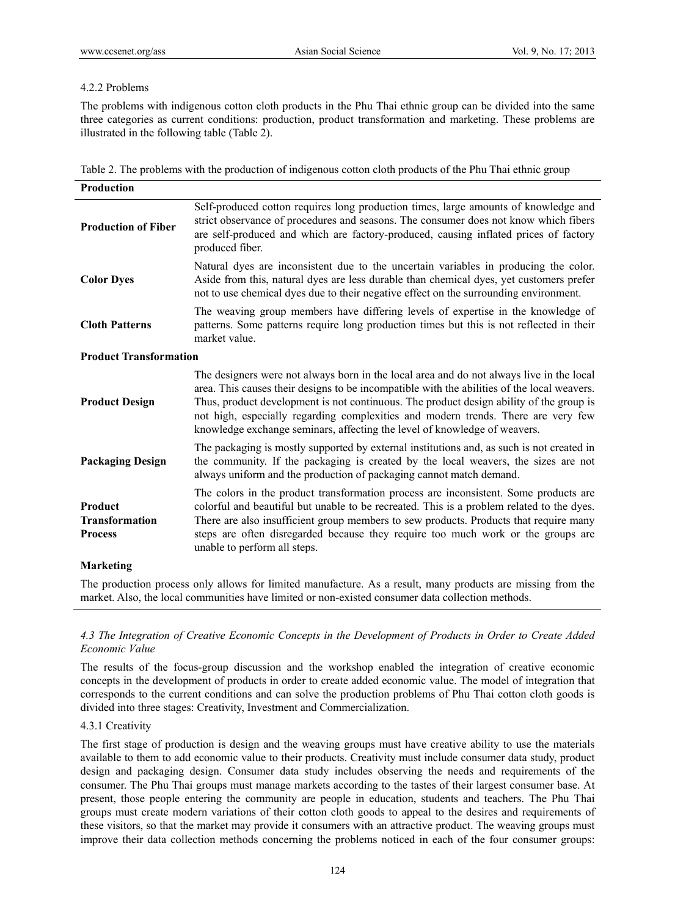#### 4.2.2 Problems

The problems with indigenous cotton cloth products in the Phu Thai ethnic group can be divided into the same three categories as current conditions: production, product transformation and marketing. These problems are illustrated in the following table (Table 2).

Table 2. The problems with the production of indigenous cotton cloth products of the Phu Thai ethnic group

| **Production** | |
|---|---|
| **Production of Fiber** | Self-produced cotton requires long production times, large amounts of knowledge and strict observance of procedures and seasons. The consumer does not know which fibers are self-produced and which are factory-produced, causing inflated prices of factory produced fiber. |
| **Color Dyes** | Natural dyes are inconsistent due to the uncertain variables in producing the color. Aside from this, natural dyes are less durable than chemical dyes, yet customers prefer not to use chemical dyes due to their negative effect on the surrounding environment. |
| **Cloth Patterns** | The weaving group members have differing levels of expertise in the knowledge of patterns. Some patterns require long production times but this is not reflected in their market value. |
| **Product Transformation** | |
| **Product Design** | The designers were not always born in the local area and do not always live in the local area. This causes their designs to be incompatible with the abilities of the local weavers. Thus, product development is not continuous. The product design ability of the group is not high, especially regarding complexities and modern trends. There are very few knowledge exchange seminars, affecting the level of knowledge of weavers. |
| **Packaging Design** | The packaging is mostly supported by external institutions and, as such is not created in the community. If the packaging is created by the local weavers, the sizes are not always uniform and the production of packaging cannot match demand. |
| **Product Transformation Process** | The colors in the product transformation process are inconsistent. Some products are colorful and beautiful but unable to be recreated. This is a problem related to the dyes. There are also insufficient group members to sew products. Products that require many steps are often disregarded because they require too much work or the groups are unable to perform all steps. |
| **Marketing** | |
| The production process only allows for limited manufacture. As a result, many products are missing from the market. Also, the local communities have limited or non-existed consumer data collection methods. | |

### *4.3 The Integration of Creative Economic Concepts in the Development of Products in Order to Create Added Economic Value*

The results of the focus-group discussion and the workshop enabled the integration of creative economic concepts in the development of products in order to create added economic value. The model of integration that corresponds to the current conditions and can solve the production problems of Phu Thai cotton cloth goods is divided into three stages: Creativity, Investment and Commercialization.

#### 4.3.1 Creativity

The first stage of production is design and the weaving groups must have creative ability to use the materials available to them to add economic value to their products. Creativity must include consumer data study, product design and packaging design. Consumer data study includes observing the needs and requirements of the consumer. The Phu Thai groups must manage markets according to the tastes of their largest consumer base. At present, those people entering the community are people in education, students and teachers. The Phu Thai groups must create modern variations of their cotton cloth goods to appeal to the desires and requirements of these visitors, so that the market may provide it consumers with an attractive product. The weaving groups must improve their data collection methods concerning the problems noticed in each of the four consumer groups: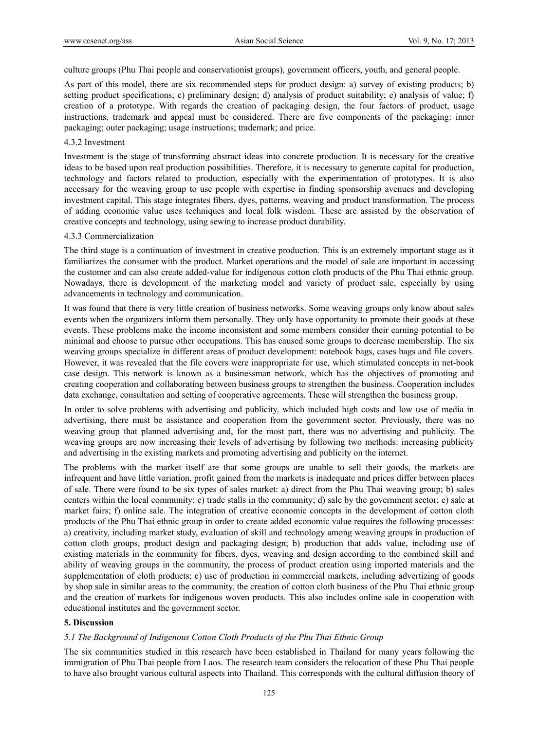culture groups (Phu Thai people and conservationist groups), government officers, youth, and general people.

As part of this model, there are six recommended steps for product design: a) survey of existing products; b) setting product specifications; c) preliminary design; d) analysis of product suitability; e) analysis of value; f) creation of a prototype. With regards the creation of packaging design, the four factors of product, usage instructions, trademark and appeal must be considered. There are five components of the packaging: inner packaging; outer packaging; usage instructions; trademark; and price.

4.3.2 Investment

Investment is the stage of transforming abstract ideas into concrete production. It is necessary for the creative ideas to be based upon real production possibilities. Therefore, it is necessary to generate capital for production, technology and factors related to production, especially with the experimentation of prototypes. It is also necessary for the weaving group to use people with expertise in finding sponsorship avenues and developing investment capital. This stage integrates fibers, dyes, patterns, weaving and product transformation. The process of adding economic value uses techniques and local folk wisdom. These are assisted by the observation of creative concepts and technology, using sewing to increase product durability.

4.3.3 Commercialization

The third stage is a continuation of investment in creative production. This is an extremely important stage as it familiarizes the consumer with the product. Market operations and the model of sale are important in accessing the customer and can also create added-value for indigenous cotton cloth products of the Phu Thai ethnic group. Nowadays, there is development of the marketing model and variety of product sale, especially by using advancements in technology and communication.

It was found that there is very little creation of business networks. Some weaving groups only know about sales events when the organizers inform them personally. They only have opportunity to promote their goods at these events. These problems make the income inconsistent and some members consider their earning potential to be minimal and choose to pursue other occupations. This has caused some groups to decrease membership. The six weaving groups specialize in different areas of product development: notebook bags, cases bags and file covers. However, it was revealed that the file covers were inappropriate for use, which stimulated concepts in net-book case design. This network is known as a businessman network, which has the objectives of promoting and creating cooperation and collaborating between business groups to strengthen the business. Cooperation includes data exchange, consultation and setting of cooperative agreements. These will strengthen the business group.

In order to solve problems with advertising and publicity, which included high costs and low use of media in advertising, there must be assistance and cooperation from the government sector. Previously, there was no weaving group that planned advertising and, for the most part, there was no advertising and publicity. The weaving groups are now increasing their levels of advertising by following two methods: increasing publicity and advertising in the existing markets and promoting advertising and publicity on the internet.

The problems with the market itself are that some groups are unable to sell their goods, the markets are infrequent and have little variation, profit gained from the markets is inadequate and prices differ between places of sale. There were found to be six types of sales market: a) direct from the Phu Thai weaving group; b) sales centers within the local community; c) trade stalls in the community; d) sale by the government sector; e) sale at market fairs; f) online sale. The integration of creative economic concepts in the development of cotton cloth products of the Phu Thai ethnic group in order to create added economic value requires the following processes: a) creativity, including market study, evaluation of skill and technology among weaving groups in production of cotton cloth groups, product design and packaging design; b) production that adds value, including use of existing materials in the community for fibers, dyes, weaving and design according to the combined skill and ability of weaving groups in the community, the process of product creation using imported materials and the supplementation of cloth products; c) use of production in commercial markets, including advertizing of goods by shop sale in similar areas to the community, the creation of cotton cloth business of the Phu Thai ethnic group and the creation of markets for indigenous woven products. This also includes online sale in cooperation with educational institutes and the government sector.

## 5. Discussion

### *5.1 The Background of Indigenous Cotton Cloth Products of the Phu Thai Ethnic Group*

The six communities studied in this research have been established in Thailand for many years following the immigration of Phu Thai people from Laos. The research team considers the relocation of these Phu Thai people to have also brought various cultural aspects into Thailand. This corresponds with the cultural diffusion theory of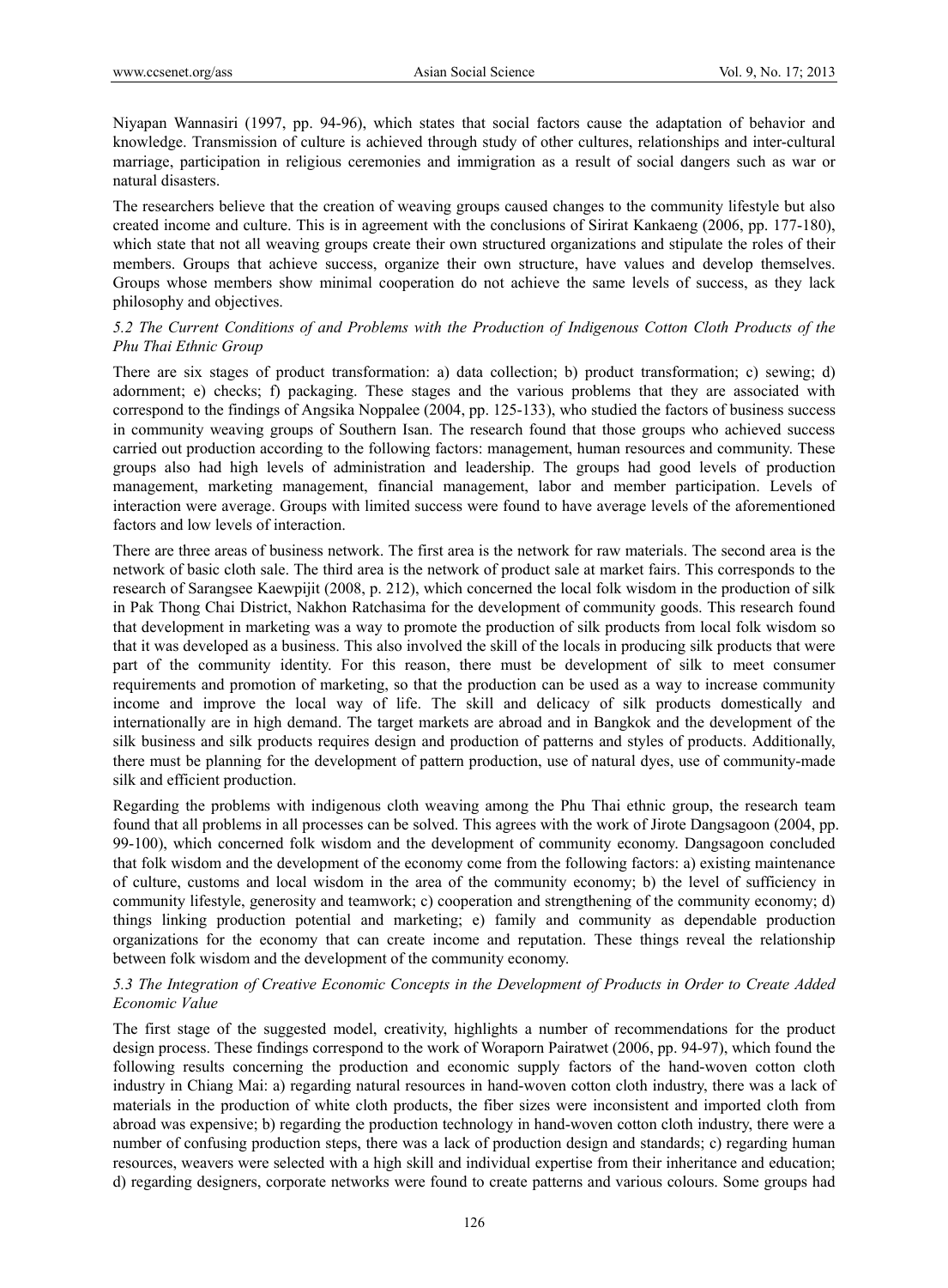Niyapan Wannasiri (1997, pp. 94-96), which states that social factors cause the adaptation of behavior and knowledge. Transmission of culture is achieved through study of other cultures, relationships and inter-cultural marriage, participation in religious ceremonies and immigration as a result of social dangers such as war or natural disasters.

The researchers believe that the creation of weaving groups caused changes to the community lifestyle but also created income and culture. This is in agreement with the conclusions of Sirirat Kankaeng (2006, pp. 177-180), which state that not all weaving groups create their own structured organizations and stipulate the roles of their members. Groups that achieve success, organize their own structure, have values and develop themselves. Groups whose members show minimal cooperation do not achieve the same levels of success, as they lack philosophy and objectives.

### *5.2 The Current Conditions of and Problems with the Production of Indigenous Cotton Cloth Products of the Phu Thai Ethnic Group*

There are six stages of product transformation: a) data collection; b) product transformation; c) sewing; d) adornment; e) checks; f) packaging. These stages and the various problems that they are associated with correspond to the findings of Angsika Noppalee (2004, pp. 125-133), who studied the factors of business success in community weaving groups of Southern Isan. The research found that those groups who achieved success carried out production according to the following factors: management, human resources and community. These groups also had high levels of administration and leadership. The groups had good levels of production management, marketing management, financial management, labor and member participation. Levels of interaction were average. Groups with limited success were found to have average levels of the aforementioned factors and low levels of interaction.

There are three areas of business network. The first area is the network for raw materials. The second area is the network of basic cloth sale. The third area is the network of product sale at market fairs. This corresponds to the research of Sarangsee Kaewpijit (2008, p. 212), which concerned the local folk wisdom in the production of silk in Pak Thong Chai District, Nakhon Ratchasima for the development of community goods. This research found that development in marketing was a way to promote the production of silk products from local folk wisdom so that it was developed as a business. This also involved the skill of the locals in producing silk products that were part of the community identity. For this reason, there must be development of silk to meet consumer requirements and promotion of marketing, so that the production can be used as a way to increase community income and improve the local way of life. The skill and delicacy of silk products domestically and internationally are in high demand. The target markets are abroad and in Bangkok and the development of the silk business and silk products requires design and production of patterns and styles of products. Additionally, there must be planning for the development of pattern production, use of natural dyes, use of community-made silk and efficient production.

Regarding the problems with indigenous cloth weaving among the Phu Thai ethnic group, the research team found that all problems in all processes can be solved. This agrees with the work of Jirote Dangsagoon (2004, pp. 99-100), which concerned folk wisdom and the development of community economy. Dangsagoon concluded that folk wisdom and the development of the economy come from the following factors: a) existing maintenance of culture, customs and local wisdom in the area of the community economy; b) the level of sufficiency in community lifestyle, generosity and teamwork; c) cooperation and strengthening of the community economy; d) things linking production potential and marketing; e) family and community as dependable production organizations for the economy that can create income and reputation. These things reveal the relationship between folk wisdom and the development of the community economy.

### *5.3 The Integration of Creative Economic Concepts in the Development of Products in Order to Create Added Economic Value*

The first stage of the suggested model, creativity, highlights a number of recommendations for the product design process. These findings correspond to the work of Woraporn Pairatwet (2006, pp. 94-97), which found the following results concerning the production and economic supply factors of the hand-woven cotton cloth industry in Chiang Mai: a) regarding natural resources in hand-woven cotton cloth industry, there was a lack of materials in the production of white cloth products, the fiber sizes were inconsistent and imported cloth from abroad was expensive; b) regarding the production technology in hand-woven cotton cloth industry, there were a number of confusing production steps, there was a lack of production design and standards; c) regarding human resources, weavers were selected with a high skill and individual expertise from their inheritance and education; d) regarding designers, corporate networks were found to create patterns and various colours. Some groups had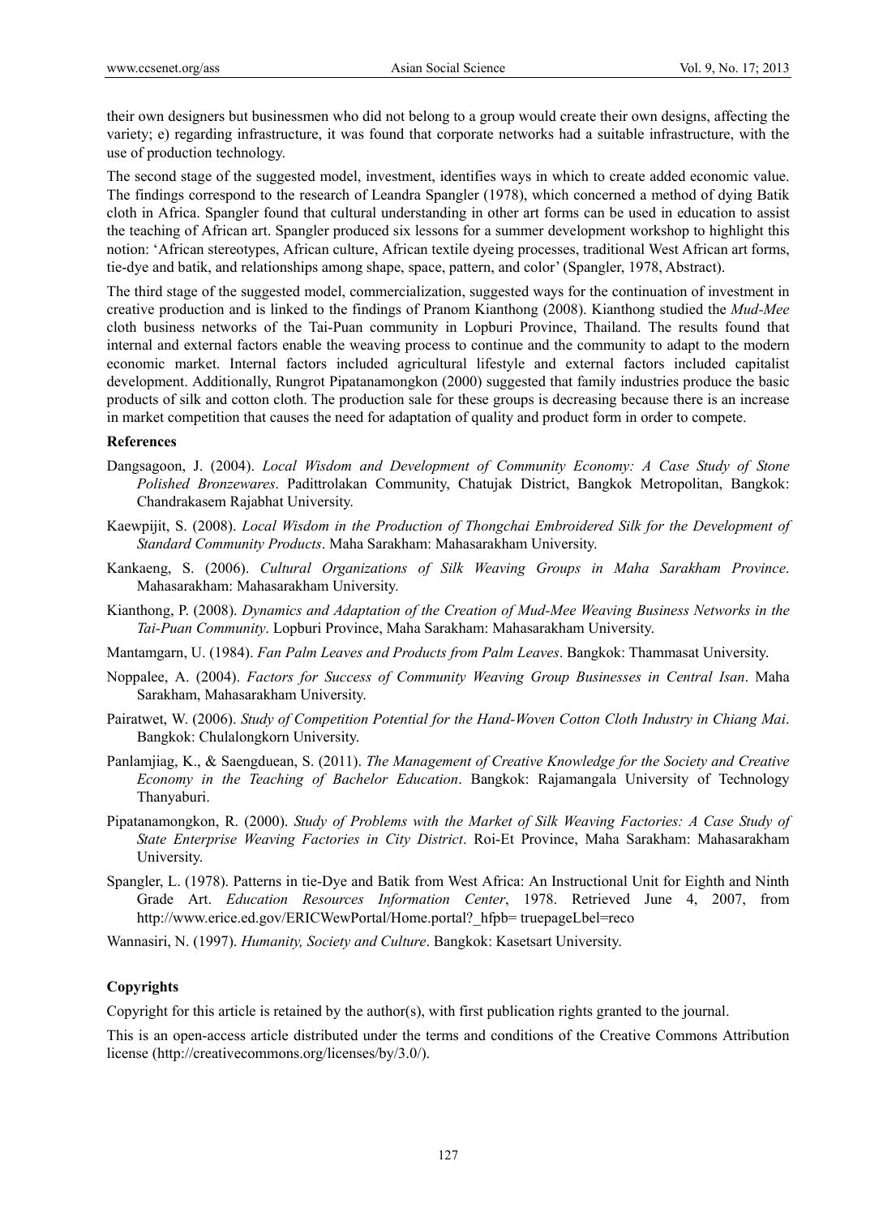their own designers but businessmen who did not belong to a group would create their own designs, affecting the variety; e) regarding infrastructure, it was found that corporate networks had a suitable infrastructure, with the use of production technology.

The second stage of the suggested model, investment, identifies ways in which to create added economic value. The findings correspond to the research of Leandra Spangler (1978), which concerned a method of dying Batik cloth in Africa. Spangler found that cultural understanding in other art forms can be used in education to assist the teaching of African art. Spangler produced six lessons for a summer development workshop to highlight this notion: 'African stereotypes, African culture, African textile dyeing processes, traditional West African art forms, tie-dye and batik, and relationships among shape, space, pattern, and color' (Spangler, 1978, Abstract).

The third stage of the suggested model, commercialization, suggested ways for the continuation of investment in creative production and is linked to the findings of Pranom Kianthong (2008). Kianthong studied the *Mud-Mee* cloth business networks of the Tai-Puan community in Lopburi Province, Thailand. The results found that internal and external factors enable the weaving process to continue and the community to adapt to the modern economic market. Internal factors included agricultural lifestyle and external factors included capitalist development. Additionally, Rungrot Pipatanamongkon (2000) suggested that family industries produce the basic products of silk and cotton cloth. The production sale for these groups is decreasing because there is an increase in market competition that causes the need for adaptation of quality and product form in order to compete.

**References**

Dangsagoon, J. (2004). *Local Wisdom and Development of Community Economy: A Case Study of Stone Polished Bronzewares*. Padittrolakan Community, Chatujak District, Bangkok Metropolitan, Bangkok: Chandrakasem Rajabhat University.

Kaewpijit, S. (2008). *Local Wisdom in the Production of Thongchai Embroidered Silk for the Development of Standard Community Products*. Maha Sarakham: Mahasarakham University.

Kankaeng, S. (2006). *Cultural Organizations of Silk Weaving Groups in Maha Sarakham Province*. Mahasarakham: Mahasarakham University.

Kianthong, P. (2008). *Dynamics and Adaptation of the Creation of Mud-Mee Weaving Business Networks in the Tai-Puan Community*. Lopburi Province, Maha Sarakham: Mahasarakham University.

Mantamgarn, U. (1984). *Fan Palm Leaves and Products from Palm Leaves*. Bangkok: Thammasat University.

Noppalee, A. (2004). *Factors for Success of Community Weaving Group Businesses in Central Isan*. Maha Sarakham, Mahasarakham University.

Pairatwet, W. (2006). *Study of Competition Potential for the Hand-Woven Cotton Cloth Industry in Chiang Mai*. Bangkok: Chulalongkorn University.

Panlamjiag, K., & Saengduean, S. (2011). *The Management of Creative Knowledge for the Society and Creative Economy in the Teaching of Bachelor Education*. Bangkok: Rajamangala University of Technology Thanyaburi.

Pipatanamongkon, R. (2000). *Study of Problems with the Market of Silk Weaving Factories: A Case Study of State Enterprise Weaving Factories in City District*. Roi-Et Province, Maha Sarakham: Mahasarakham University.

Spangler, L. (1978). Patterns in tie-Dye and Batik from West Africa: An Instructional Unit for Eighth and Ninth Grade Art. *Education Resources Information Center*, 1978. Retrieved June 4, 2007, from http://www.erice.ed.gov/ERICWewPortal/Home.portal?_hfpb= truepageLbel=reco

Wannasiri, N. (1997). *Humanity, Society and Culture*. Bangkok: Kasetsart University.

**Copyrights**

Copyright for this article is retained by the author(s), with first publication rights granted to the journal.

This is an open-access article distributed under the terms and conditions of the Creative Commons Attribution license (http://creativecommons.org/licenses/by/3.0/).